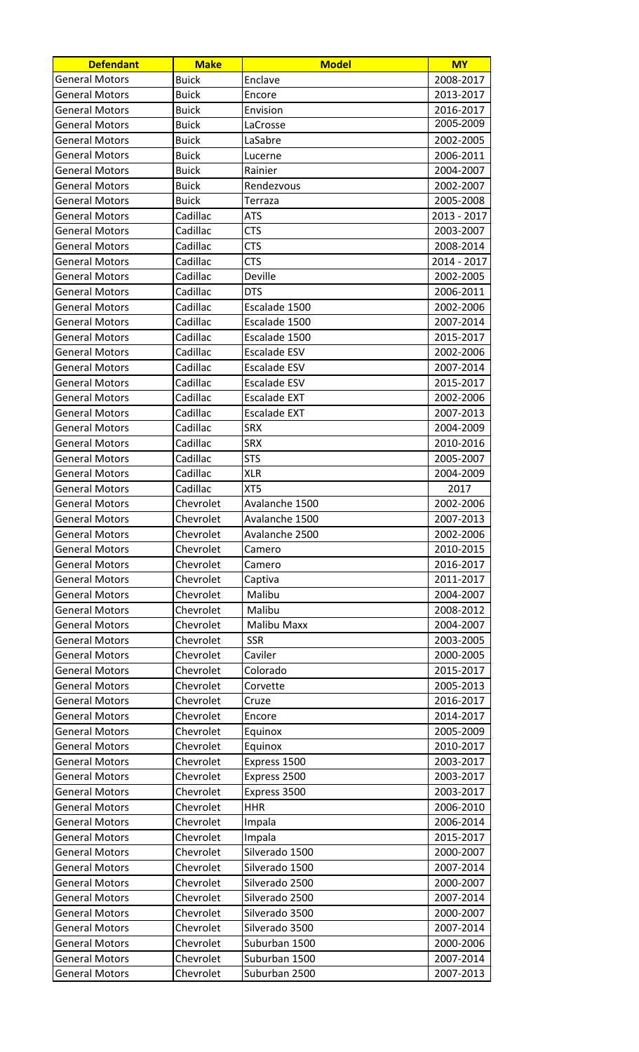| Defendant | Make | Model | MY |
|---|---|---|---|
| General Motors | Buick | Enclave | 2008-2017 |
| General Motors | Buick | Encore | 2013-2017 |
| General Motors | Buick | Envision | 2016-2017 |
| General Motors | Buick | LaCrosse | 2005-2009 |
| General Motors | Buick | LaSabre | 2002-2005 |
| General Motors | Buick | Lucerne | 2006-2011 |
| General Motors | Buick | Rainier | 2004-2007 |
| General Motors | Buick | Rendezvous | 2002-2007 |
| General Motors | Buick | Terraza | 2005-2008 |
| General Motors | Cadillac | ATS | 2013 - 2017 |
| General Motors | Cadillac | CTS | 2003-2007 |
| General Motors | Cadillac | CTS | 2008-2014 |
| General Motors | Cadillac | CTS | 2014 - 2017 |
| General Motors | Cadillac | Deville | 2002-2005 |
| General Motors | Cadillac | DTS | 2006-2011 |
| General Motors | Cadillac | Escalade 1500 | 2002-2006 |
| General Motors | Cadillac | Escalade 1500 | 2007-2014 |
| General Motors | Cadillac | Escalade 1500 | 2015-2017 |
| General Motors | Cadillac | Escalade ESV | 2002-2006 |
| General Motors | Cadillac | Escalade ESV | 2007-2014 |
| General Motors | Cadillac | Escalade ESV | 2015-2017 |
| General Motors | Cadillac | Escalade EXT | 2002-2006 |
| General Motors | Cadillac | Escalade EXT | 2007-2013 |
| General Motors | Cadillac | SRX | 2004-2009 |
| General Motors | Cadillac | SRX | 2010-2016 |
| General Motors | Cadillac | STS | 2005-2007 |
| General Motors | Cadillac | XLR | 2004-2009 |
| General Motors | Cadillac | XT5 | 2017 |
| General Motors | Chevrolet | Avalanche 1500 | 2002-2006 |
| General Motors | Chevrolet | Avalanche 1500 | 2007-2013 |
| General Motors | Chevrolet | Avalanche 2500 | 2002-2006 |
| General Motors | Chevrolet | Camero | 2010-2015 |
| General Motors | Chevrolet | Camero | 2016-2017 |
| General Motors | Chevrolet | Captiva | 2011-2017 |
| General Motors | Chevrolet | Malibu | 2004-2007 |
| General Motors | Chevrolet | Malibu | 2008-2012 |
| General Motors | Chevrolet | Malibu Maxx | 2004-2007 |
| General Motors | Chevrolet | SSR | 2003-2005 |
| General Motors | Chevrolet | Caviler | 2000-2005 |
| General Motors | Chevrolet | Colorado | 2015-2017 |
| General Motors | Chevrolet | Corvette | 2005-2013 |
| General Motors | Chevrolet | Cruze | 2016-2017 |
| General Motors | Chevrolet | Encore | 2014-2017 |
| General Motors | Chevrolet | Equinox | 2005-2009 |
| General Motors | Chevrolet | Equinox | 2010-2017 |
| General Motors | Chevrolet | Express 1500 | 2003-2017 |
| General Motors | Chevrolet | Express 2500 | 2003-2017 |
| General Motors | Chevrolet | Express 3500 | 2003-2017 |
| General Motors | Chevrolet | HHR | 2006-2010 |
| General Motors | Chevrolet | Impala | 2006-2014 |
| General Motors | Chevrolet | Impala | 2015-2017 |
| General Motors | Chevrolet | Silverado 1500 | 2000-2007 |
| General Motors | Chevrolet | Silverado 1500 | 2007-2014 |
| General Motors | Chevrolet | Silverado 2500 | 2000-2007 |
| General Motors | Chevrolet | Silverado 2500 | 2007-2014 |
| General Motors | Chevrolet | Silverado 3500 | 2000-2007 |
| General Motors | Chevrolet | Silverado 3500 | 2007-2014 |
| General Motors | Chevrolet | Suburban 1500 | 2000-2006 |
| General Motors | Chevrolet | Suburban 1500 | 2007-2014 |
| General Motors | Chevrolet | Suburban 2500 | 2007-2013 |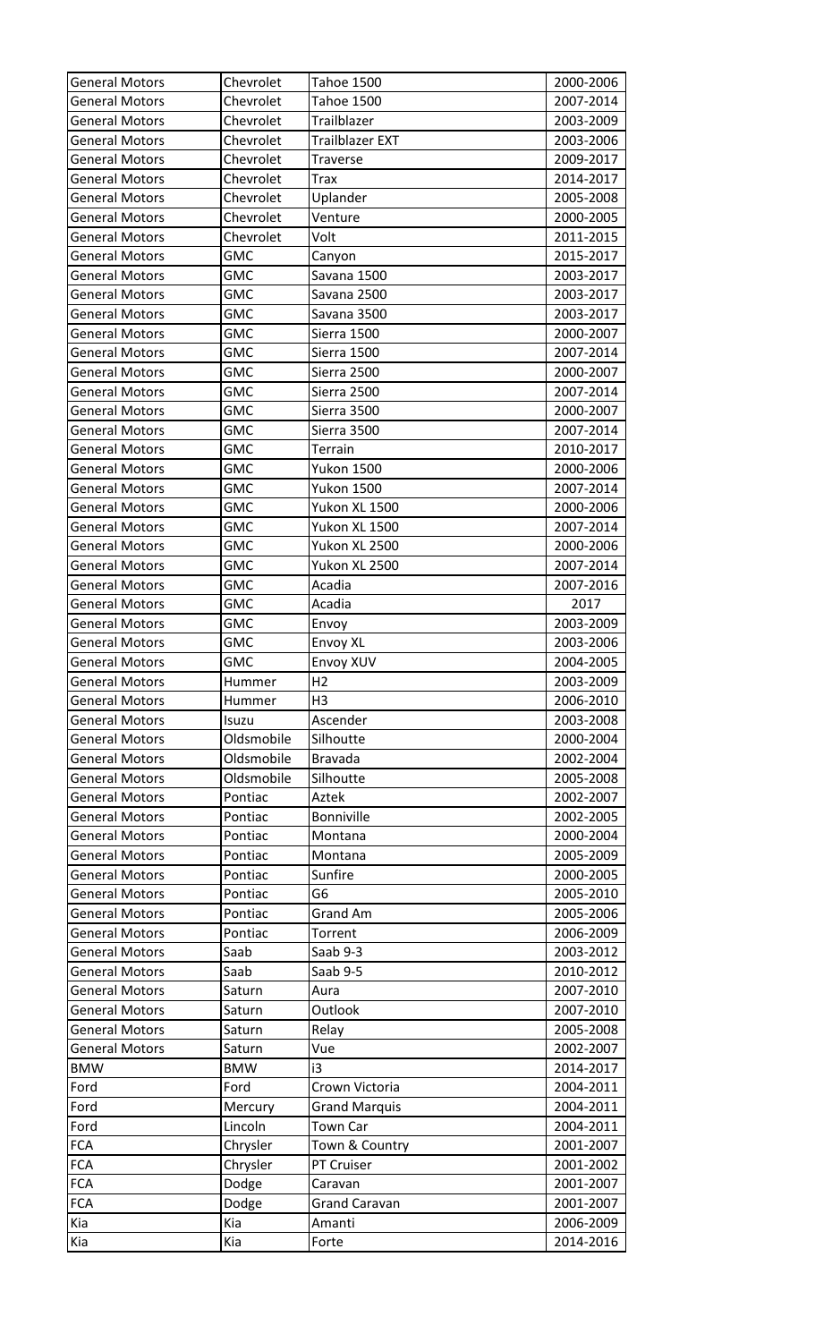| General Motors | Chevrolet | Tahoe 1500 | 2000-2006 |
|---|---|---|---|
| General Motors | Chevrolet | Tahoe 1500 | 2007-2014 |
| General Motors | Chevrolet | Trailblazer | 2003-2009 |
| General Motors | Chevrolet | Trailblazer EXT | 2003-2006 |
| General Motors | Chevrolet | Traverse | 2009-2017 |
| General Motors | Chevrolet | Trax | 2014-2017 |
| General Motors | Chevrolet | Uplander | 2005-2008 |
| General Motors | Chevrolet | Venture | 2000-2005 |
| General Motors | Chevrolet | Volt | 2011-2015 |
| General Motors | GMC | Canyon | 2015-2017 |
| General Motors | GMC | Savana 1500 | 2003-2017 |
| General Motors | GMC | Savana 2500 | 2003-2017 |
| General Motors | GMC | Savana 3500 | 2003-2017 |
| General Motors | GMC | Sierra 1500 | 2000-2007 |
| General Motors | GMC | Sierra 1500 | 2007-2014 |
| General Motors | GMC | Sierra 2500 | 2000-2007 |
| General Motors | GMC | Sierra 2500 | 2007-2014 |
| General Motors | GMC | Sierra 3500 | 2000-2007 |
| General Motors | GMC | Sierra 3500 | 2007-2014 |
| General Motors | GMC | Terrain | 2010-2017 |
| General Motors | GMC | Yukon 1500 | 2000-2006 |
| General Motors | GMC | Yukon 1500 | 2007-2014 |
| General Motors | GMC | Yukon XL 1500 | 2000-2006 |
| General Motors | GMC | Yukon XL 1500 | 2007-2014 |
| General Motors | GMC | Yukon XL 2500 | 2000-2006 |
| General Motors | GMC | Yukon XL 2500 | 2007-2014 |
| General Motors | GMC | Acadia | 2007-2016 |
| General Motors | GMC | Acadia | 2017 |
| General Motors | GMC | Envoy | 2003-2009 |
| General Motors | GMC | Envoy XL | 2003-2006 |
| General Motors | GMC | Envoy XUV | 2004-2005 |
| General Motors | Hummer | H2 | 2003-2009 |
| General Motors | Hummer | H3 | 2006-2010 |
| General Motors | Isuzu | Ascender | 2003-2008 |
| General Motors | Oldsmobile | Silhoutte | 2000-2004 |
| General Motors | Oldsmobile | Bravada | 2002-2004 |
| General Motors | Oldsmobile | Silhoutte | 2005-2008 |
| General Motors | Pontiac | Aztek | 2002-2007 |
| General Motors | Pontiac | Bonniville | 2002-2005 |
| General Motors | Pontiac | Montana | 2000-2004 |
| General Motors | Pontiac | Montana | 2005-2009 |
| General Motors | Pontiac | Sunfire | 2000-2005 |
| General Motors | Pontiac | G6 | 2005-2010 |
| General Motors | Pontiac | Grand Am | 2005-2006 |
| General Motors | Pontiac | Torrent | 2006-2009 |
| General Motors | Saab | Saab 9-3 | 2003-2012 |
| General Motors | Saab | Saab 9-5 | 2010-2012 |
| General Motors | Saturn | Aura | 2007-2010 |
| General Motors | Saturn | Outlook | 2007-2010 |
| General Motors | Saturn | Relay | 2005-2008 |
| General Motors | Saturn | Vue | 2002-2007 |
| BMW | BMW | i3 | 2014-2017 |
| Ford | Ford | Crown Victoria | 2004-2011 |
| Ford | Mercury | Grand Marquis | 2004-2011 |
| Ford | Lincoln | Town Car | 2004-2011 |
| FCA | Chrysler | Town & Country | 2001-2007 |
| FCA | Chrysler | PT Cruiser | 2001-2002 |
| FCA | Dodge | Caravan | 2001-2007 |
| FCA | Dodge | Grand Caravan | 2001-2007 |
| Kia | Kia | Amanti | 2006-2009 |
| Kia | Kia | Forte | 2014-2016 |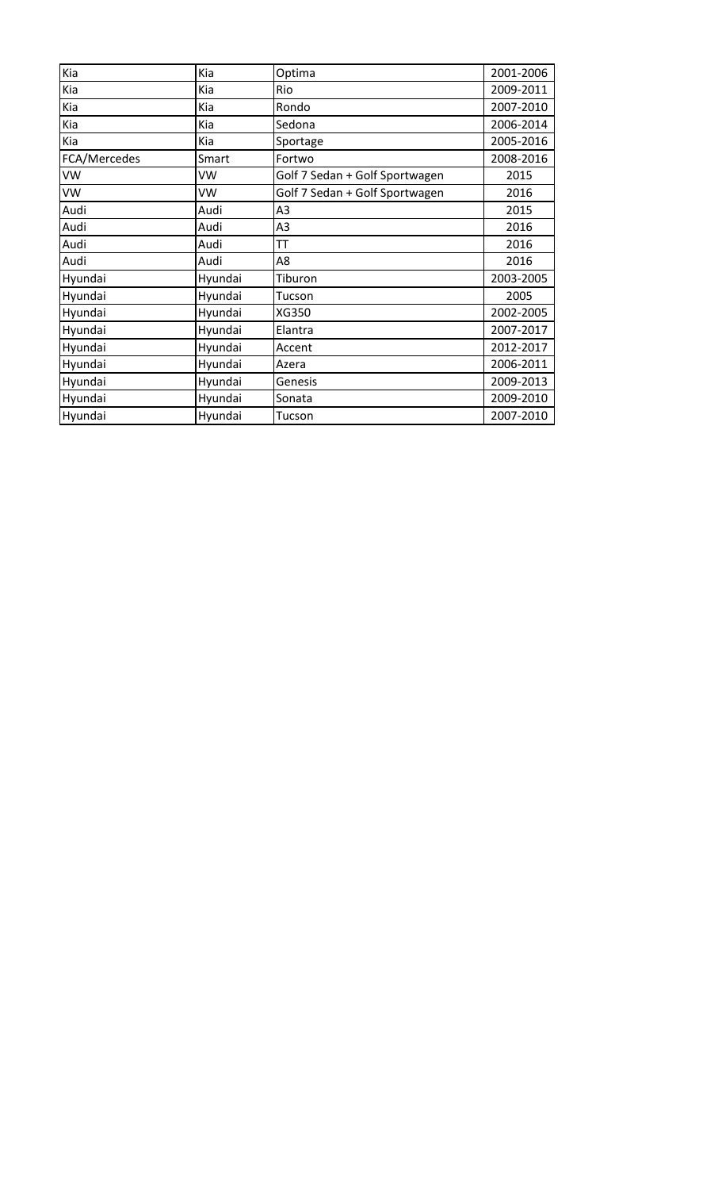| | | | |
|---|---|---|---|
| Kia | Kia | Optima | 2001-2006 |
| Kia | Kia | Rio | 2009-2011 |
| Kia | Kia | Rondo | 2007-2010 |
| Kia | Kia | Sedona | 2006-2014 |
| Kia | Kia | Sportage | 2005-2016 |
| FCA/Mercedes | Smart | Fortwo | 2008-2016 |
| VW | VW | Golf 7 Sedan + Golf Sportwagen | 2015 |
| VW | VW | Golf 7 Sedan + Golf Sportwagen | 2016 |
| Audi | Audi | A3 | 2015 |
| Audi | Audi | A3 | 2016 |
| Audi | Audi | TT | 2016 |
| Audi | Audi | A8 | 2016 |
| Hyundai | Hyundai | Tiburon | 2003-2005 |
| Hyundai | Hyundai | Tucson | 2005 |
| Hyundai | Hyundai | XG350 | 2002-2005 |
| Hyundai | Hyundai | Elantra | 2007-2017 |
| Hyundai | Hyundai | Accent | 2012-2017 |
| Hyundai | Hyundai | Azera | 2006-2011 |
| Hyundai | Hyundai | Genesis | 2009-2013 |
| Hyundai | Hyundai | Sonata | 2009-2010 |
| Hyundai | Hyundai | Tucson | 2007-2010 |